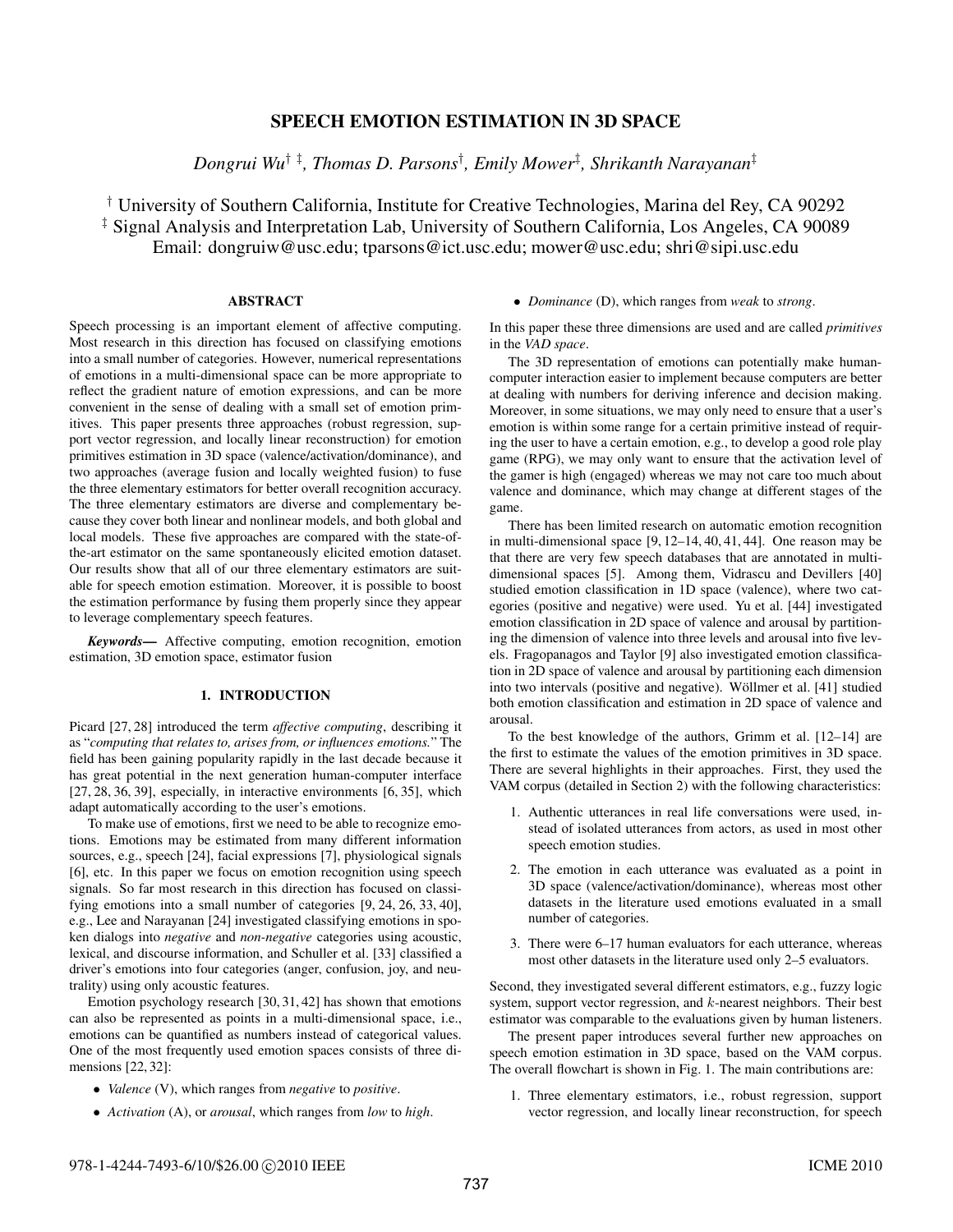# SPEECH EMOTION ESTIMATION IN 3D SPACE

*Dongrui Wu[†‡], Thomas D. Parsons[†], Emily Mower[‡], Shrikanth Narayanan[‡]*

[†] University of Southern California, Institute for Creative Technologies, Marina del Rey, CA 90292
[‡] Signal Analysis and Interpretation Lab, University of Southern California, Los Angeles, CA 90089
Email: dongruiw@usc.edu; tparsons@ict.usc.edu; mower@usc.edu; shri@sipi.usc.edu

## ABSTRACT

Speech processing is an important element of affective computing. Most research in this direction has focused on classifying emotions into a small number of categories. However, numerical representations of emotions in a multi-dimensional space can be more appropriate to reflect the gradient nature of emotion expressions, and can be more convenient in the sense of dealing with a small set of emotion primitives. This paper presents three approaches (robust regression, support vector regression, and locally linear reconstruction) for emotion primitives estimation in 3D space (valence/activation/dominance), and two approaches (average fusion and locally weighted fusion) to fuse the three elementary estimators for better overall recognition accuracy. The three elementary estimators are diverse and complementary because they cover both linear and nonlinear models, and both global and local models. These five approaches are compared with the state-of-the-art estimator on the same spontaneously elicited emotion dataset. Our results show that all of our three elementary estimators are suitable for speech emotion estimation. Moreover, it is possible to boost the estimation performance by fusing them properly since they appear to leverage complementary speech features.

***Keywords***— Affective computing, emotion recognition, emotion estimation, 3D emotion space, estimator fusion

## 1. INTRODUCTION

Picard [27, 28] introduced the term *affective computing*, describing it as "*computing that relates to, arises from, or influences emotions.*" The field has been gaining popularity rapidly in the last decade because it has great potential in the next generation human-computer interface [27, 28, 36, 39], especially, in interactive environments [6, 35], which adapt automatically according to the user's emotions.

To make use of emotions, first we need to be able to recognize emotions. Emotions may be estimated from many different information sources, e.g., speech [24], facial expressions [7], physiological signals [6], etc. In this paper we focus on emotion recognition using speech signals. So far most research in this direction has focused on classifying emotions into a small number of categories [9, 24, 26, 33, 40], e.g., Lee and Narayanan [24] investigated classifying emotions in spoken dialogs into *negative* and *non-negative* categories using acoustic, lexical, and discourse information, and Schuller et al. [33] classified a driver's emotions into four categories (anger, confusion, joy, and neutrality) using only acoustic features.

Emotion psychology research [30, 31, 42] has shown that emotions can also be represented as points in a multi-dimensional space, i.e., emotions can be quantified as numbers instead of categorical values. One of the most frequently used emotion spaces consists of three dimensions [22, 32]:

- *Valence* (V), which ranges from *negative* to *positive*.
- *Activation* (A), or *arousal*, which ranges from *low* to *high*.
- *Dominance* (D), which ranges from *weak* to *strong*.

In this paper these three dimensions are used and are called *primitives* in the *VAD space*.

The 3D representation of emotions can potentially make human-computer interaction easier to implement because computers are better at dealing with numbers for deriving inference and decision making. Moreover, in some situations, we may only need to ensure that a user's emotion is within some range for a certain primitive instead of requiring the user to have a certain emotion, e.g., to develop a good role play game (RPG), we may only want to ensure that the activation level of the gamer is high (engaged) whereas we may not care too much about valence and dominance, which may change at different stages of the game.

There has been limited research on automatic emotion recognition in multi-dimensional space [9, 12–14, 40, 41, 44]. One reason may be that there are very few speech databases that are annotated in multi-dimensional spaces [5]. Among them, Vidrascu and Devillers [40] studied emotion classification in 1D space (valence), where two categories (positive and negative) were used. Yu et al. [44] investigated emotion classification in 2D space of valence and arousal by partitioning the dimension of valence into three levels and arousal into five levels. Fragopanagos and Taylor [9] also investigated emotion classification in 2D space of valence and arousal by partitioning each dimension into two intervals (positive and negative). Wöllmer et al. [41] studied both emotion classification and estimation in 2D space of valence and arousal.

To the best knowledge of the authors, Grimm et al. [12–14] are the first to estimate the values of the emotion primitives in 3D space. There are several highlights in their approaches. First, they used the VAM corpus (detailed in Section 2) with the following characteristics:

1. Authentic utterances in real life conversations were used, instead of isolated utterances from actors, as used in most other speech emotion studies.
2. The emotion in each utterance was evaluated as a point in 3D space (valence/activation/dominance), whereas most other datasets in the literature used emotions evaluated in a small number of categories.
3. There were 6–17 human evaluators for each utterance, whereas most other datasets in the literature used only 2–5 evaluators.

Second, they investigated several different estimators, e.g., fuzzy logic system, support vector regression, and $k$-nearest neighbors. Their best estimator was comparable to the evaluations given by human listeners.

The present paper introduces several further new approaches on speech emotion estimation in 3D space, based on the VAM corpus. The overall flowchart is shown in Fig. 1. The main contributions are:

1. Three elementary estimators, i.e., robust regression, support vector regression, and locally linear reconstruction, for speech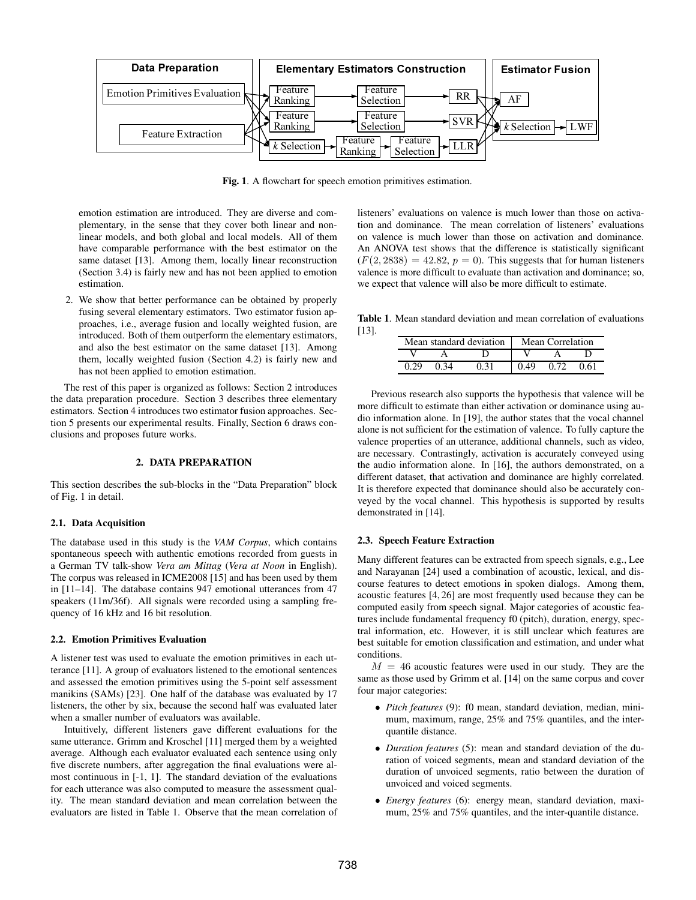Fig. 1. A flowchart for speech emotion primitives estimation.

emotion estimation are introduced. They are diverse and complementary, in the sense that they cover both linear and nonlinear models, and both global and local models. All of them have comparable performance with the best estimator on the same dataset [13]. Among them, locally linear reconstruction (Section 3.4) is fairly new and has not been applied to emotion estimation.

2. We show that better performance can be obtained by properly fusing several elementary estimators. Two estimator fusion approaches, i.e., average fusion and locally weighted fusion, are introduced. Both of them outperform the elementary estimators, and also the best estimator on the same dataset [13]. Among them, locally weighted fusion (Section 4.2) is fairly new and has not been applied to emotion estimation.

The rest of this paper is organized as follows: Section 2 introduces the data preparation procedure. Section 3 describes three elementary estimators. Section 4 introduces two estimator fusion approaches. Section 5 presents our experimental results. Finally, Section 6 draws conclusions and proposes future works.

## 2. DATA PREPARATION

This section describes the sub-blocks in the "Data Preparation" block of Fig. 1 in detail.

### 2.1. Data Acquisition

The database used in this study is the *VAM Corpus*, which contains spontaneous speech with authentic emotions recorded from guests in a German TV talk-show *Vera am Mittag* (*Vera at Noon* in English). The corpus was released in ICME2008 [15] and has been used by them in [11–14]. The database contains 947 emotional utterances from 47 speakers (11m/36f). All signals were recorded using a sampling frequency of 16 kHz and 16 bit resolution.

### 2.2. Emotion Primitives Evaluation

A listener test was used to evaluate the emotion primitives in each utterance [11]. A group of evaluators listened to the emotional sentences and assessed the emotion primitives using the 5-point self assessment manikins (SAMs) [23]. One half of the database was evaluated by 17 listeners, the other by six, because the second half was evaluated later when a smaller number of evaluators was available.

Intuitively, different listeners gave different evaluations for the same utterance. Grimm and Kroschel [11] merged them by a weighted average. Although each evaluator evaluated each sentence using only five discrete numbers, after aggregation the final evaluations were almost continuous in [-1, 1]. The standard deviation of the evaluations for each utterance was also computed to measure the assessment quality. The mean standard deviation and mean correlation between the evaluators are listed in Table 1. Observe that the mean correlation of listeners' evaluations on valence is much lower than those on activation and dominance. The mean correlation of listeners' evaluations on valence is much lower than those on activation and dominance. An ANOVA test shows that the difference is statistically significant ($F(2, 2838) = 42.82$, $p = 0$). This suggests that for human listeners valence is more difficult to evaluate than activation and dominance; so, we expect that valence will also be more difficult to estimate.

**Table 1**. Mean standard deviation and mean correlation of evaluations [13].

| Mean standard deviation | | | Mean Correlation | | |
|---|---|---|---|---|---|
| V | A | D | V | A | D |
| 0.29 | 0.34 | 0.31 | 0.49 | 0.72 | 0.61 |

Previous research also supports the hypothesis that valence will be more difficult to estimate than either activation or dominance using audio information alone. In [19], the author states that the vocal channel alone is not sufficient for the estimation of valence. To fully capture the valence properties of an utterance, additional channels, such as video, are necessary. Contrastingly, activation is accurately conveyed using the audio information alone. In [16], the authors demonstrated, on a different dataset, that activation and dominance are highly correlated. It is therefore expected that dominance should also be accurately conveyed by the vocal channel. This hypothesis is supported by results demonstrated in [14].

### 2.3. Speech Feature Extraction

Many different features can be extracted from speech signals, e.g., Lee and Narayanan [24] used a combination of acoustic, lexical, and discourse features to detect emotions in spoken dialogs. Among them, acoustic features [4, 26] are most frequently used because they can be computed easily from speech signal. Major categories of acoustic features include fundamental frequency f0 (pitch), duration, energy, spectral information, etc. However, it is still unclear which features are best suitable for emotion classification and estimation, and under what conditions.

$M = 46$ acoustic features were used in our study. They are the same as those used by Grimm et al. [14] on the same corpus and cover four major categories:

- *Pitch features* (9): f0 mean, standard deviation, median, minimum, maximum, range, 25% and 75% quantiles, and the inter-quantile distance.
- *Duration features* (5): mean and standard deviation of the duration of voiced segments, mean and standard deviation of the duration of unvoiced segments, ratio between the duration of unvoiced and voiced segments.
- *Energy features* (6): energy mean, standard deviation, maximum, 25% and 75% quantiles, and the inter-quantile distance.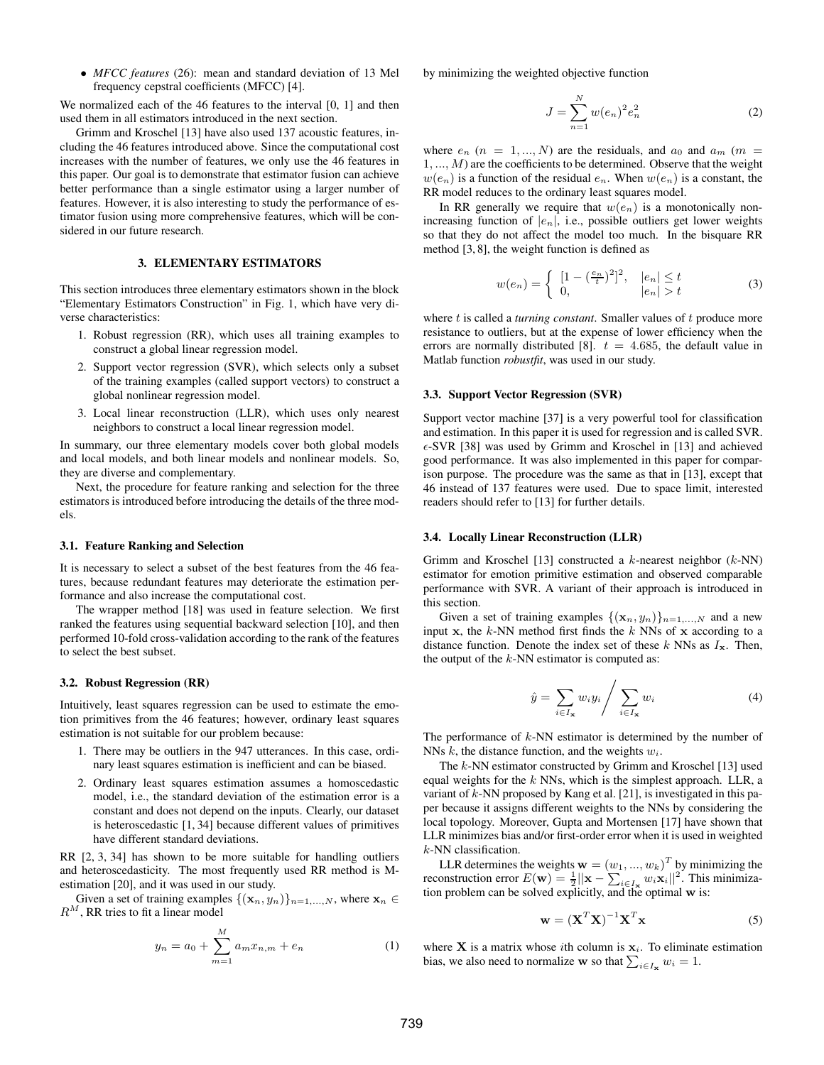- *MFCC features* (26): mean and standard deviation of 13 Mel frequency cepstral coefficients (MFCC) [4].

We normalized each of the 46 features to the interval [0, 1] and then used them in all estimators introduced in the next section.

Grimm and Kroschel [13] have also used 137 acoustic features, including the 46 features introduced above. Since the computational cost increases with the number of features, we only use the 46 features in this paper. Our goal is to demonstrate that estimator fusion can achieve better performance than a single estimator using a larger number of features. However, it is also interesting to study the performance of estimator fusion using more comprehensive features, which will be considered in our future research.

## 3. ELEMENTARY ESTIMATORS

This section introduces three elementary estimators shown in the block "Elementary Estimators Construction" in Fig. 1, which have very diverse characteristics:

1. Robust regression (RR), which uses all training examples to construct a global linear regression model.
2. Support vector regression (SVR), which selects only a subset of the training examples (called support vectors) to construct a global nonlinear regression model.
3. Local linear reconstruction (LLR), which uses only nearest neighbors to construct a local linear regression model.

In summary, our three elementary models cover both global models and local models, and both linear models and nonlinear models. So, they are diverse and complementary.

Next, the procedure for feature ranking and selection for the three estimators is introduced before introducing the details of the three models.

### 3.1. Feature Ranking and Selection

It is necessary to select a subset of the best features from the 46 features, because redundant features may deteriorate the estimation performance and also increase the computational cost.

The wrapper method [18] was used in feature selection. We first ranked the features using sequential backward selection [10], and then performed 10-fold cross-validation according to the rank of the features to select the best subset.

### 3.2. Robust Regression (RR)

Intuitively, least squares regression can be used to estimate the emotion primitives from the 46 features; however, ordinary least squares estimation is not suitable for our problem because:

1. There may be outliers in the 947 utterances. In this case, ordinary least squares estimation is inefficient and can be biased.
2. Ordinary least squares estimation assumes a homoscedastic model, i.e., the standard deviation of the estimation error is a constant and does not depend on the inputs. Clearly, our dataset is heteroscedastic [1, 34] because different values of primitives have different standard deviations.

RR [2, 3, 34] has shown to be more suitable for handling outliers and heteroscedasticity. The most frequently used RR method is M-estimation [20], and it was used in our study.

Given a set of training examples $\{(\mathbf{x}_n, y_n)\}_{n=1,...,N}$, where $\mathbf{x}_n \in R^M$, RR tries to fit a linear model

$$y_n = a_0 + \sum_{m=1}^{M} a_m x_{n,m} + e_n \tag{1}$$

by minimizing the weighted objective function

$$J = \sum_{n=1}^{N} w(e_n)^2 e_n^2 \tag{2}$$

where $e_n$ ($n = 1, ..., N$) are the residuals, and $a_0$ and $a_m$ ($m = 1, ..., M$) are the coefficients to be determined. Observe that the weight $w(e_n)$ is a function of the residual $e_n$. When $w(e_n)$ is a constant, the RR model reduces to the ordinary least squares model.

In RR generally we require that $w(e_n)$ is a monotonically non-increasing function of $|e_n|$, i.e., possible outliers get lower weights so that they do not affect the model too much. In the bisquare RR method [3, 8], the weight function is defined as

$$w(e_n) = \begin{cases} [1 - (\frac{e_n}{t})^2]^2, & |e_n| \le t \\ 0, & |e_n| > t \end{cases} \tag{3}$$

where $t$ is called a *turning constant*. Smaller values of $t$ produce more resistance to outliers, but at the expense of lower efficiency when the errors are normally distributed [8]. $t = 4.685$, the default value in Matlab function *robustfit*, was used in our study.

### 3.3. Support Vector Regression (SVR)

Support vector machine [37] is a very powerful tool for classification and estimation. In this paper it is used for regression and is called SVR. $\epsilon$-SVR [38] was used by Grimm and Kroschel in [13] and achieved good performance. It was also implemented in this paper for comparison purpose. The procedure was the same as that in [13], except that 46 instead of 137 features were used. Due to space limit, interested readers should refer to [13] for further details.

### 3.4. Locally Linear Reconstruction (LLR)

Grimm and Kroschel [13] constructed a $k$-nearest neighbor ($k$-NN) estimator for emotion primitive estimation and observed comparable performance with SVR. A variant of their approach is introduced in this section.

Given a set of training examples $\{(\mathbf{x}_n, y_n)\}_{n=1,...,N}$ and a new input $\mathbf{x}$, the $k$-NN method first finds the $k$ NNs of $\mathbf{x}$ according to a distance function. Denote the index set of these $k$ NNs as $I_{\mathbf{x}}$. Then, the output of the $k$-NN estimator is computed as:

$$\hat{y} = \sum_{i \in I_{\mathbf{x}}} w_i y_i \Bigg/ \sum_{i \in I_{\mathbf{x}}} w_i \tag{4}$$

The performance of $k$-NN estimator is determined by the number of NNs $k$, the distance function, and the weights $w_i$.

The $k$-NN estimator constructed by Grimm and Kroschel [13] used equal weights for the $k$ NNs, which is the simplest approach. LLR, a variant of $k$-NN proposed by Kang et al. [21], is investigated in this paper because it assigns different weights to the NNs by considering the local topology. Moreover, Gupta and Mortensen [17] have shown that LLR minimizes bias and/or first-order error when it is used in weighted $k$-NN classification.

LLR determines the weights $\mathbf{w} = (w_1, ..., w_k)^T$ by minimizing the reconstruction error $E(\mathbf{w}) = \frac{1}{2}||\mathbf{x} - \sum_{i \in I_{\mathbf{x}}} w_i \mathbf{x}_i||^2$. This minimization problem can be solved explicitly, and the optimal $\mathbf{w}$ is:

$$\mathbf{w} = (\mathbf{X}^T \mathbf{X})^{-1} \mathbf{X}^T \mathbf{x} \tag{5}$$

where $\mathbf{X}$ is a matrix whose $i$th column is $\mathbf{x}_i$. To eliminate estimation bias, we also need to normalize $\mathbf{w}$ so that $\sum_{i \in I_{\mathbf{x}}} w_i = 1$.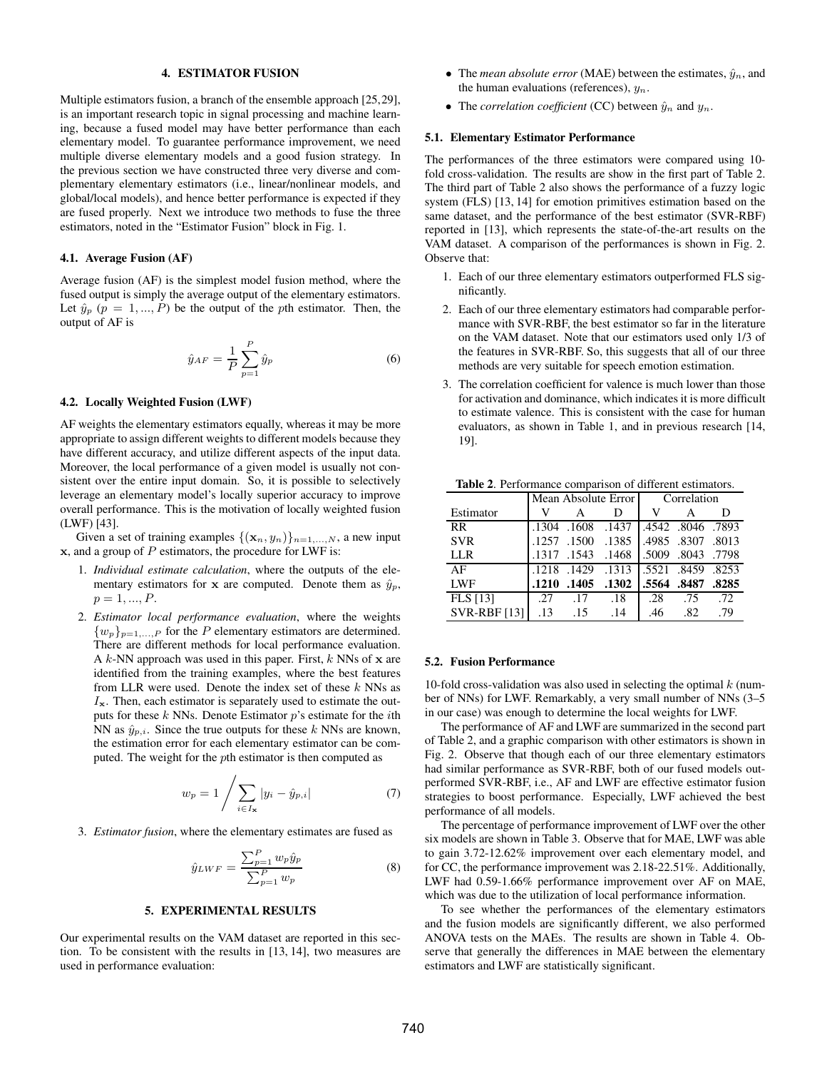## 4. ESTIMATOR FUSION

Multiple estimators fusion, a branch of the ensemble approach [25,29], is an important research topic in signal processing and machine learning, because a fused model may have better performance than each elementary model. To guarantee performance improvement, we need multiple diverse elementary models and a good fusion strategy. In the previous section we have constructed three very diverse and complementary elementary estimators (i.e., linear/nonlinear models, and global/local models), and hence better performance is expected if they are fused properly. Next we introduce two methods to fuse the three estimators, noted in the "Estimator Fusion" block in Fig. 1.

### 4.1. Average Fusion (AF)

Average fusion (AF) is the simplest model fusion method, where the fused output is simply the average output of the elementary estimators. Let $\hat{y}_p$ ($p = 1, ..., P$) be the output of the $p$th estimator. Then, the output of AF is

$$\hat{y}_{AF} = \frac{1}{P}\sum_{p=1}^{P}\hat{y}_p \tag{6}$$

### 4.2. Locally Weighted Fusion (LWF)

AF weights the elementary estimators equally, whereas it may be more appropriate to assign different weights to different models because they have different accuracy, and utilize different aspects of the input data. Moreover, the local performance of a given model is usually not consistent over the entire input domain. So, it is possible to selectively leverage an elementary model's locally superior accuracy to improve overall performance. This is the motivation of locally weighted fusion (LWF) [43].

Given a set of training examples $\{(\mathbf{x}_n, y_n)\}_{n=1,...,N}$, a new input $\mathbf{x}$, and a group of $P$ estimators, the procedure for LWF is:

1. *Individual estimate calculation*, where the outputs of the elementary estimators for $\mathbf{x}$ are computed. Denote them as $\hat{y}_p$, $p = 1, ..., P$.
2. *Estimator local performance evaluation*, where the weights $\{w_p\}_{p=1,...,P}$ for the $P$ elementary estimators are determined. There are different methods for local performance evaluation. A $k$-NN approach was used in this paper. First, $k$ NNs of $\mathbf{x}$ are identified from the training examples, where the best features from LLR were used. Denote the index set of these $k$ NNs as $I_{\mathbf{x}}$. Then, each estimator is separately used to estimate the outputs for these $k$ NNs. Denote Estimator $p$'s estimate for the $i$th NN as $\hat{y}_{p,i}$. Since the true outputs for these $k$ NNs are known, the estimation error for each elementary estimator can be computed. The weight for the $p$th estimator is then computed as

$$w_p = 1 \Bigg/ \sum_{i \in I_{\mathbf{x}}} |y_i - \hat{y}_{p,i}| \tag{7}$$

3. *Estimator fusion*, where the elementary estimates are fused as

$$\hat{y}_{LWF} = \frac{\sum_{p=1}^{P} w_p \hat{y}_p}{\sum_{p=1}^{P} w_p} \tag{8}$$

## 5. EXPERIMENTAL RESULTS

Our experimental results on the VAM dataset are reported in this section. To be consistent with the results in [13, 14], two measures are used in performance evaluation:

- The *mean absolute error* (MAE) between the estimates, $\hat{y}_n$, and the human evaluations (references), $y_n$.
- The *correlation coefficient* (CC) between $\hat{y}_n$ and $y_n$.

### 5.1. Elementary Estimator Performance

The performances of the three estimators were compared using 10-fold cross-validation. The results are show in the first part of Table 2. The third part of Table 2 also shows the performance of a fuzzy logic system (FLS) [13, 14] for emotion primitives estimation based on the same dataset, and the performance of the best estimator (SVR-RBF) reported in [13], which represents the state-of-the-art results on the VAM dataset. A comparison of the performances is shown in Fig. 2. Observe that:

1. Each of our three elementary estimators outperformed FLS significantly.
2. Each of our three elementary estimators had comparable performance with SVR-RBF, the best estimator so far in the literature on the VAM dataset. Note that our estimators used only 1/3 of the features in SVR-RBF. So, this suggests that all of our three methods are very suitable for speech emotion estimation.
3. The correlation coefficient for valence is much lower than those for activation and dominance, which indicates it is more difficult to estimate valence. This is consistent with the case for human evaluators, as shown in Table 1, and in previous research [14, 19].

**Table 2**. Performance comparison of different estimators.

| | Mean Absolute Error | | | Correlation | | |
|---|---|---|---|---|---|---|
| Estimator | V | A | D | V | A | D |
| RR | .1304 | .1608 | .1437 | .4542 | .8046 | .7893 |
| SVR | .1257 | .1500 | .1385 | .4985 | .8307 | .8013 |
| LLR | .1317 | .1543 | .1468 | .5009 | .8043 | .7798 |
| AF | .1218 | .1429 | .1313 | .5521 | .8459 | .8253 |
| LWF | **.1210** | **.1405** | **.1302** | **.5564** | **.8487** | **.8285** |
| FLS [13] | .27 | .17 | .18 | .28 | .75 | .72 |
| SVR-RBF [13] | .13 | .15 | .14 | .46 | .82 | .79 |

### 5.2. Fusion Performance

10-fold cross-validation was also used in selecting the optimal $k$ (number of NNs) for LWF. Remarkably, a very small number of NNs (3–5 in our case) was enough to determine the local weights for LWF.

The performance of AF and LWF are summarized in the second part of Table 2, and a graphic comparison with other estimators is shown in Fig. 2. Observe that though each of our three elementary estimators had similar performance as SVR-RBF, both of our fused models outperformed SVR-RBF, i.e., AF and LWF are effective estimator fusion strategies to boost performance. Especially, LWF achieved the best performance of all models.

The percentage of performance improvement of LWF over the other six models are shown in Table 3. Observe that for MAE, LWF was able to gain 3.72-12.62% improvement over each elementary model, and for CC, the performance improvement was 2.18-22.51%. Additionally, LWF had 0.59-1.66% performance improvement over AF on MAE, which was due to the utilization of local performance information.

To see whether the performances of the elementary estimators and the fusion models are significantly different, we also performed ANOVA tests on the MAEs. The results are shown in Table 4. Observe that generally the differences in MAE between the elementary estimators and LWF are statistically significant.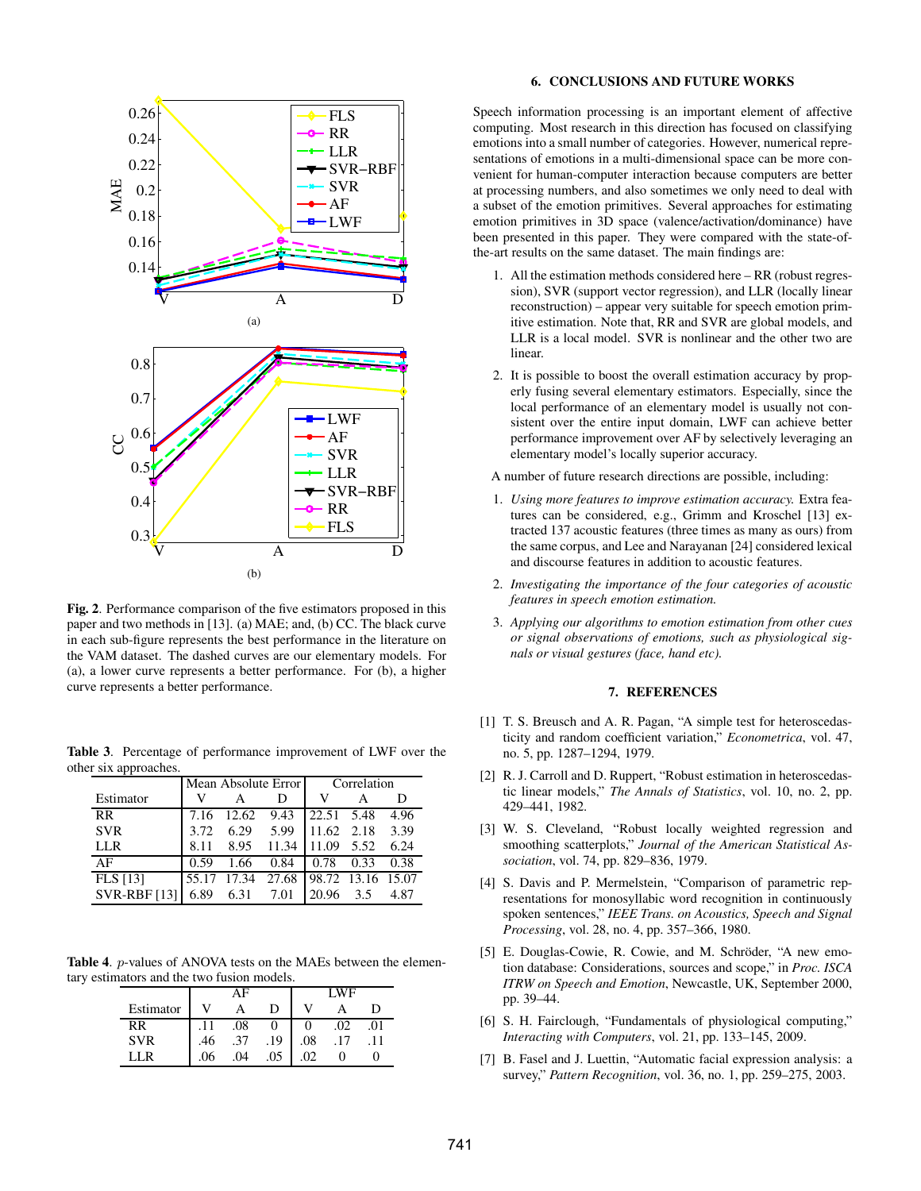**Fig. 2**. Performance comparison of the five estimators proposed in this paper and two methods in [13]. (a) MAE; and, (b) CC. The black curve in each sub-figure represents the best performance in the literature on the VAM dataset. The dashed curves are our elementary models. For (a), a lower curve represents a better performance. For (b), a higher curve represents a better performance.

**Table 3**. Percentage of performance improvement of LWF over the other six approaches.

| Estimator | Mean Absolute Error | | | Correlation | | |
|---|---|---|---|---|---|---|
| | V | A | D | V | A | D |
| RR | 7.16 | 12.62 | 9.43 | 22.51 | 5.48 | 4.96 |
| SVR | 3.72 | 6.29 | 5.99 | 11.62 | 2.18 | 3.39 |
| LLR | 8.11 | 8.95 | 11.34 | 11.09 | 5.52 | 6.24 |
| AF | 0.59 | 1.66 | 0.84 | 0.78 | 0.33 | 0.38 |
| FLS [13] | 55.17 | 17.34 | 27.68 | 98.72 | 13.16 | 15.07 |
| SVR-RBF [13] | 6.89 | 6.31 | 7.01 | 20.96 | 3.5 | 4.87 |

**Table 4**. $p$-values of ANOVA tests on the MAEs between the elementary estimators and the two fusion models.

| Estimator | AF | | | LWF | | |
|---|---|---|---|---|---|---|
| | V | A | D | V | A | D |
| RR | .11 | .08 | 0 | 0 | .02 | .01 |
| SVR | .46 | .37 | .19 | .08 | .17 | .11 |
| LLR | .06 | .04 | .05 | .02 | 0 | 0 |

## 6. CONCLUSIONS AND FUTURE WORKS

Speech information processing is an important element of affective computing. Most research in this direction has focused on classifying emotions into a small number of categories. However, numerical representations of emotions in a multi-dimensional space can be more convenient for human-computer interaction because computers are better at processing numbers, and also sometimes we only need to deal with a subset of the emotion primitives. Several approaches for estimating emotion primitives in 3D space (valence/activation/dominance) have been presented in this paper. They were compared with the state-of-the-art results on the same dataset. The main findings are:

1. All the estimation methods considered here – RR (robust regression), SVR (support vector regression), and LLR (locally linear reconstruction) – appear very suitable for speech emotion primitive estimation. Note that, RR and SVR are global models, and LLR is a local model. SVR is nonlinear and the other two are linear.
2. It is possible to boost the overall estimation accuracy by properly fusing several elementary estimators. Especially, since the local performance of an elementary model is usually not consistent over the entire input domain, LWF can achieve better performance improvement over AF by selectively leveraging an elementary model's locally superior accuracy.

A number of future research directions are possible, including:

1. *Using more features to improve estimation accuracy.* Extra features can be considered, e.g., Grimm and Kroschel [13] extracted 137 acoustic features (three times as many as ours) from the same corpus, and Lee and Narayanan [24] considered lexical and discourse features in addition to acoustic features.
2. *Investigating the importance of the four categories of acoustic features in speech emotion estimation.*
3. *Applying our algorithms to emotion estimation from other cues or signal observations of emotions, such as physiological signals or visual gestures (face, hand etc).*

## 7. REFERENCES

[1] T. S. Breusch and A. R. Pagan, "A simple test for heteroscedasticity and random coefficient variation," *Econometrica*, vol. 47, no. 5, pp. 1287–1294, 1979.

[2] R. J. Carroll and D. Ruppert, "Robust estimation in heteroscedastic linear models," *The Annals of Statistics*, vol. 10, no. 2, pp. 429–441, 1982.

[3] W. S. Cleveland, "Robust locally weighted regression and smoothing scatterplots," *Journal of the American Statistical Association*, vol. 74, pp. 829–836, 1979.

[4] S. Davis and P. Mermelstein, "Comparison of parametric representations for monosyllabic word recognition in continuously spoken sentences," *IEEE Trans. on Acoustics, Speech and Signal Processing*, vol. 28, no. 4, pp. 357–366, 1980.

[5] E. Douglas-Cowie, R. Cowie, and M. Schröder, "A new emotion database: Considerations, sources and scope," in *Proc. ISCA ITRW on Speech and Emotion*, Newcastle, UK, September 2000, pp. 39–44.

[6] S. H. Fairclough, "Fundamentals of physiological computing," *Interacting with Computers*, vol. 21, pp. 133–145, 2009.

[7] B. Fasel and J. Luettin, "Automatic facial expression analysis: a survey," *Pattern Recognition*, vol. 36, no. 1, pp. 259–275, 2003.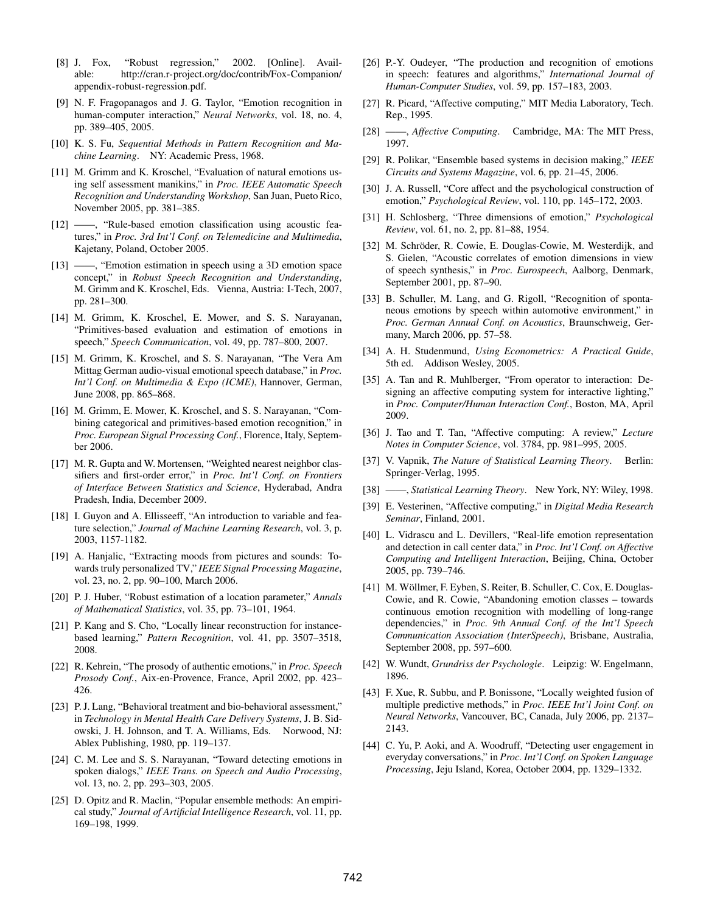[8] J. Fox, "Robust regression," 2002. [Online]. Available: http://cran.r-project.org/doc/contrib/Fox-Companion/appendix-robust-regression.pdf.

[9] N. F. Fragopanagos and J. G. Taylor, "Emotion recognition in human-computer interaction," *Neural Networks*, vol. 18, no. 4, pp. 389–405, 2005.

[10] K. S. Fu, *Sequential Methods in Pattern Recognition and Machine Learning*. NY: Academic Press, 1968.

[11] M. Grimm and K. Kroschel, "Evaluation of natural emotions using self assessment manikins," in *Proc. IEEE Automatic Speech Recognition and Understanding Workshop*, San Juan, Pueto Rico, November 2005, pp. 381–385.

[12] ——, "Rule-based emotion classification using acoustic features," in *Proc. 3rd Int'l Conf. on Telemedicine and Multimedia*, Kajetany, Poland, October 2005.

[13] ——, "Emotion estimation in speech using a 3D emotion space concept," in *Robust Speech Recognition and Understanding*, M. Grimm and K. Kroschel, Eds. Vienna, Austria: I-Tech, 2007, pp. 281–300.

[14] M. Grimm, K. Kroschel, E. Mower, and S. S. Narayanan, "Primitives-based evaluation and estimation of emotions in speech," *Speech Communication*, vol. 49, pp. 787–800, 2007.

[15] M. Grimm, K. Kroschel, and S. S. Narayanan, "The Vera Am Mittag German audio-visual emotional speech database," in *Proc. Int'l Conf. on Multimedia & Expo (ICME)*, Hannover, German, June 2008, pp. 865–868.

[16] M. Grimm, E. Mower, K. Kroschel, and S. S. Narayanan, "Combining categorical and primitives-based emotion recognition," in *Proc. European Signal Processing Conf.*, Florence, Italy, September 2006.

[17] M. R. Gupta and W. Mortensen, "Weighted nearest neighbor classifiers and first-order error," in *Proc. Int'l Conf. on Frontiers of Interface Between Statistics and Science*, Hyderabad, Andra Pradesh, India, December 2009.

[18] I. Guyon and A. Ellisseeff, "An introduction to variable and feature selection," *Journal of Machine Learning Research*, vol. 3, p. 2003, 1157-1182.

[19] A. Hanjalic, "Extracting moods from pictures and sounds: Towards truly personalized TV," *IEEE Signal Processing Magazine*, vol. 23, no. 2, pp. 90–100, March 2006.

[20] P. J. Huber, "Robust estimation of a location parameter," *Annals of Mathematical Statistics*, vol. 35, pp. 73–101, 1964.

[21] P. Kang and S. Cho, "Locally linear reconstruction for instance-based learning," *Pattern Recognition*, vol. 41, pp. 3507–3518, 2008.

[22] R. Kehrein, "The prosody of authentic emotions," in *Proc. Speech Prosody Conf.*, Aix-en-Provence, France, April 2002, pp. 423–426.

[23] P. J. Lang, "Behavioral treatment and bio-behavioral assessment," in *Technology in Mental Health Care Delivery Systems*, J. B. Sidowski, J. H. Johnson, and T. A. Williams, Eds. Norwood, NJ: Ablex Publishing, 1980, pp. 119–137.

[24] C. M. Lee and S. S. Narayanan, "Toward detecting emotions in spoken dialogs," *IEEE Trans. on Speech and Audio Processing*, vol. 13, no. 2, pp. 293–303, 2005.

[25] D. Opitz and R. Maclin, "Popular ensemble methods: An empirical study," *Journal of Artificial Intelligence Research*, vol. 11, pp. 169–198, 1999.

[26] P.-Y. Oudeyer, "The production and recognition of emotions in speech: features and algorithms," *International Journal of Human-Computer Studies*, vol. 59, pp. 157–183, 2003.

[27] R. Picard, "Affective computing," MIT Media Laboratory, Tech. Rep., 1995.

[28] ——, *Affective Computing*. Cambridge, MA: The MIT Press, 1997.

[29] R. Polikar, "Ensemble based systems in decision making," *IEEE Circuits and Systems Magazine*, vol. 6, pp. 21–45, 2006.

[30] J. A. Russell, "Core affect and the psychological construction of emotion," *Psychological Review*, vol. 110, pp. 145–172, 2003.

[31] H. Schlosberg, "Three dimensions of emotion," *Psychological Review*, vol. 61, no. 2, pp. 81–88, 1954.

[32] M. Schröder, R. Cowie, E. Douglas-Cowie, M. Westerdijk, and S. Gielen, "Acoustic correlates of emotion dimensions in view of speech synthesis," in *Proc. Eurospeech*, Aalborg, Denmark, September 2001, pp. 87–90.

[33] B. Schuller, M. Lang, and G. Rigoll, "Recognition of spontaneous emotions by speech within automotive environment," in *Proc. German Annual Conf. on Acoustics*, Braunschweig, Germany, March 2006, pp. 57–58.

[34] A. H. Studenmund, *Using Econometrics: A Practical Guide*, 5th ed. Addison Wesley, 2005.

[35] A. Tan and R. Muhlberger, "From operator to interaction: Designing an affective computing system for interactive lighting," in *Proc. Computer/Human Interaction Conf.*, Boston, MA, April 2009.

[36] J. Tao and T. Tan, "Affective computing: A review," *Lecture Notes in Computer Science*, vol. 3784, pp. 981–995, 2005.

[37] V. Vapnik, *The Nature of Statistical Learning Theory*. Berlin: Springer-Verlag, 1995.

[38] ——, *Statistical Learning Theory*. New York, NY: Wiley, 1998.

[39] E. Vesterinen, "Affective computing," in *Digital Media Research Seminar*, Finland, 2001.

[40] L. Vidrascu and L. Devillers, "Real-life emotion representation and detection in call center data," in *Proc. Int'l Conf. on Affective Computing and Intelligent Interaction*, Beijing, China, October 2005, pp. 739–746.

[41] M. Wöllmer, F. Eyben, S. Reiter, B. Schuller, C. Cox, E. Douglas-Cowie, and R. Cowie, "Abandoning emotion classes – towards continuous emotion recognition with modelling of long-range dependencies," in *Proc. 9th Annual Conf. of the Int'l Speech Communication Association (InterSpeech)*, Brisbane, Australia, September 2008, pp. 597–600.

[42] W. Wundt, *Grundriss der Psychologie*. Leipzig: W. Engelmann, 1896.

[43] F. Xue, R. Subbu, and P. Bonissone, "Locally weighted fusion of multiple predictive methods," in *Proc. IEEE Int'l Joint Conf. on Neural Networks*, Vancouver, BC, Canada, July 2006, pp. 2137–2143.

[44] C. Yu, P. Aoki, and A. Woodruff, "Detecting user engagement in everyday conversations," in *Proc. Int'l Conf. on Spoken Language Processing*, Jeju Island, Korea, October 2004, pp. 1329–1332.